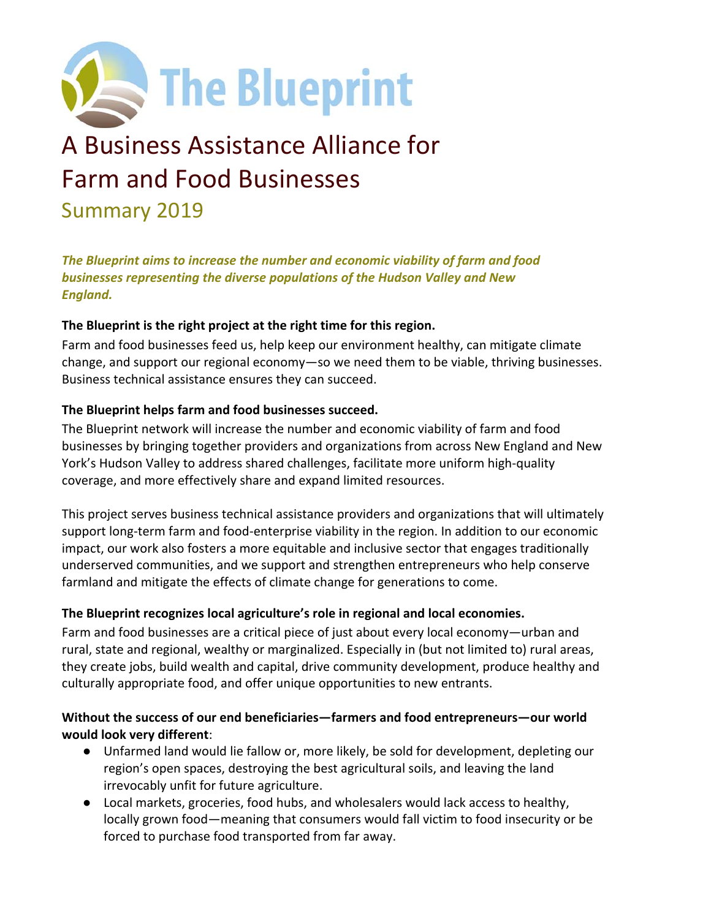# The Blueprint

## A Business Assistance Alliance for Farm and Food Businesses

### Summary 2019

***The Blueprint aims to increase the number and economic viability of farm and food businesses representing the diverse populations of the Hudson Valley and New England.***

**The Blueprint is the right project at the right time for this region.**

Farm and food businesses feed us, help keep our environment healthy, can mitigate climate change, and support our regional economy—so we need them to be viable, thriving businesses. Business technical assistance ensures they can succeed.

**The Blueprint helps farm and food businesses succeed.**

The Blueprint network will increase the number and economic viability of farm and food businesses by bringing together providers and organizations from across New England and New York's Hudson Valley to address shared challenges, facilitate more uniform high-quality coverage, and more effectively share and expand limited resources.

This project serves business technical assistance providers and organizations that will ultimately support long-term farm and food-enterprise viability in the region. In addition to our economic impact, our work also fosters a more equitable and inclusive sector that engages traditionally underserved communities, and we support and strengthen entrepreneurs who help conserve farmland and mitigate the effects of climate change for generations to come.

**The Blueprint recognizes local agriculture's role in regional and local economies.**

Farm and food businesses are a critical piece of just about every local economy—urban and rural, state and regional, wealthy or marginalized. Especially in (but not limited to) rural areas, they create jobs, build wealth and capital, drive community development, produce healthy and culturally appropriate food, and offer unique opportunities to new entrants.

**Without the success of our end beneficiaries—farmers and food entrepreneurs—our world would look very different**:

- Unfarmed land would lie fallow or, more likely, be sold for development, depleting our region's open spaces, destroying the best agricultural soils, and leaving the land irrevocably unfit for future agriculture.
- Local markets, groceries, food hubs, and wholesalers would lack access to healthy, locally grown food—meaning that consumers would fall victim to food insecurity or be forced to purchase food transported from far away.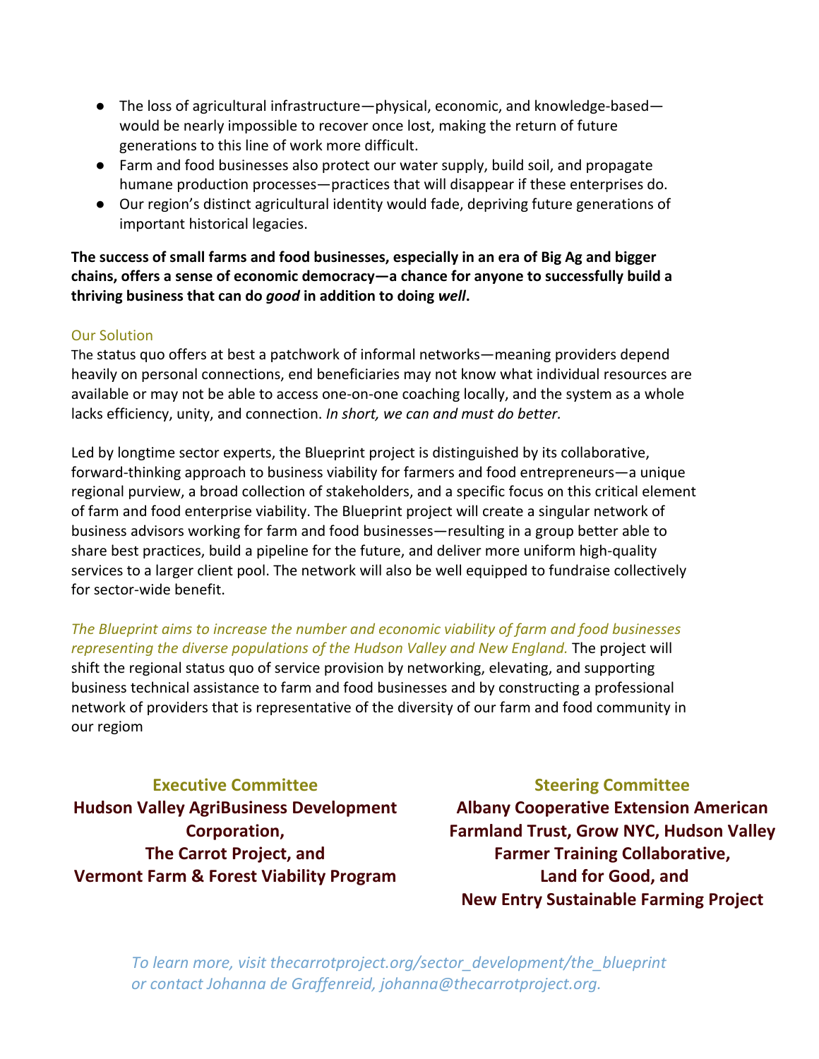- The loss of agricultural infrastructure—physical, economic, and knowledge-based—would be nearly impossible to recover once lost, making the return of future generations to this line of work more difficult.
- Farm and food businesses also protect our water supply, build soil, and propagate humane production processes—practices that will disappear if these enterprises do.
- Our region's distinct agricultural identity would fade, depriving future generations of important historical legacies.

**The success of small farms and food businesses, especially in an era of Big Ag and bigger chains, offers a sense of economic democracy—a chance for anyone to successfully build a thriving business that can do *good* in addition to doing *well*.**

## Our Solution

The status quo offers at best a patchwork of informal networks—meaning providers depend heavily on personal connections, end beneficiaries may not know what individual resources are available or may not be able to access one-on-one coaching locally, and the system as a whole lacks efficiency, unity, and connection. *In short, we can and must do better.*

Led by longtime sector experts, the Blueprint project is distinguished by its collaborative, forward-thinking approach to business viability for farmers and food entrepreneurs—a unique regional purview, a broad collection of stakeholders, and a specific focus on this critical element of farm and food enterprise viability. The Blueprint project will create a singular network of business advisors working for farm and food businesses—resulting in a group better able to share best practices, build a pipeline for the future, and deliver more uniform high-quality services to a larger client pool. The network will also be well equipped to fundraise collectively for sector-wide benefit.

*The Blueprint aims to increase the number and economic viability of farm and food businesses representing the diverse populations of the Hudson Valley and New England.* The project will shift the regional status quo of service provision by networking, elevating, and supporting business technical assistance to farm and food businesses and by constructing a professional network of providers that is representative of the diversity of our farm and food community in our regiom

**Executive Committee**

**Hudson Valley AgriBusiness Development Corporation, The Carrot Project, and Vermont Farm & Forest Viability Program**

**Steering Committee**

**Albany Cooperative Extension American Farmland Trust, Grow NYC, Hudson Valley Farmer Training Collaborative, Land for Good, and New Entry Sustainable Farming Project**

*To learn more, visit thecarrotproject.org/sector_development/the_blueprint or contact Johanna de Graffenreid, johanna@thecarrotproject.org.*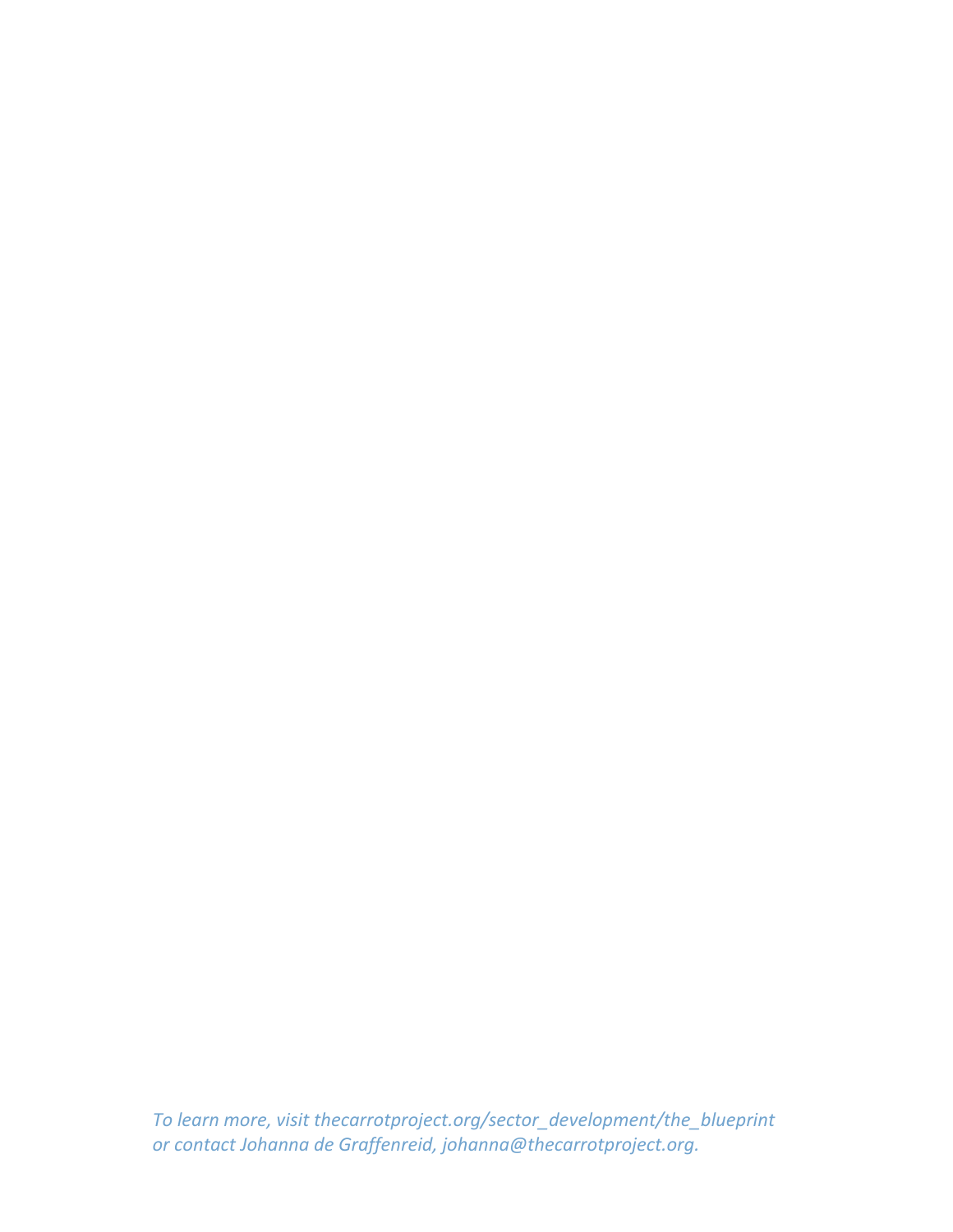*To learn more, visit thecarrotproject.org/sector_development/the_blueprint or contact Johanna de Graffenreid, johanna@thecarrotproject.org.*